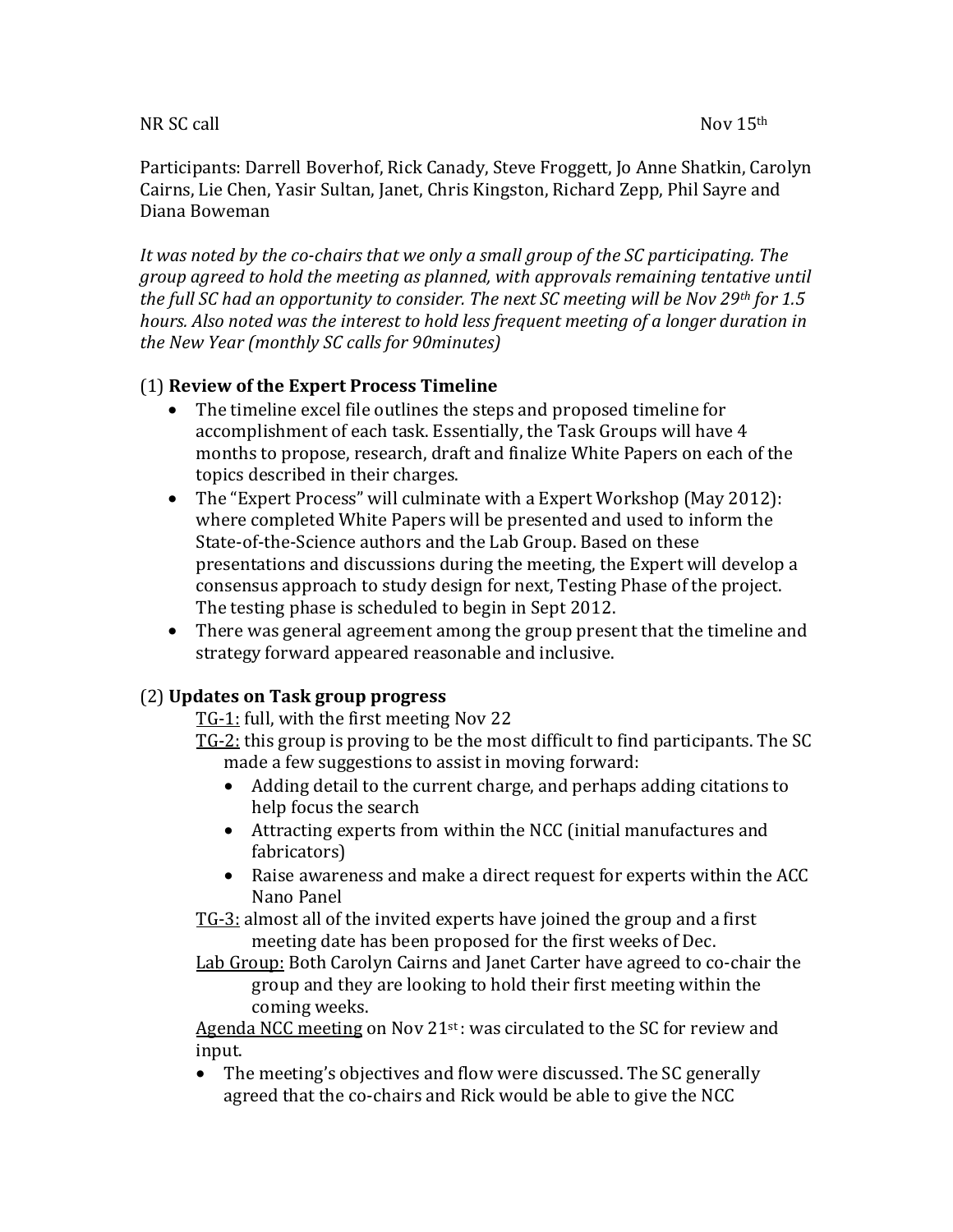NR SC call Nov 15th

Participants: Darrell Boverhof, Rick Canady, Steve Froggett, Jo Anne Shatkin, Carolyn Cairns, Lie Chen, Yasir Sultan, Janet, Chris Kingston, Richard Zepp, Phil Sayre and Diana Boweman

*It was noted by the co-chairs that we only a small group of the SC participating. The group agreed to hold the meeting as planned, with approvals remaining tentative until the full SC had an opportunity to consider. The next SC meeting will be Nov 29th for 1.5 hours. Also noted was the interest to hold less frequent meeting of a longer duration in the New Year (monthly SC calls for 90minutes)*

## (1) **Review of the Expert Process Timeline**

- The timeline excel file outlines the steps and proposed timeline for accomplishment of each task. Essentially, the Task Groups will have 4 months to propose, research, draft and finalize White Papers on each of the topics described in their charges.
- The "Expert Process" will culminate with a Expert Workshop (May 2012): where completed White Papers will be presented and used to inform the State-of-the-Science authors and the Lab Group. Based on these presentations and discussions during the meeting, the Expert will develop a consensus approach to study design for next, Testing Phase of the project. The testing phase is scheduled to begin in Sept 2012.
- There was general agreement among the group present that the timeline and strategy forward appeared reasonable and inclusive.

## (2) **Updates on Task group progress**

<u>TG-1:</u> full, with the first meeting Nov 22

<u>TG-2:</u> this group is proving to be the most difficult to find participants. The SC made a few suggestions to assist in moving forward:

- Adding detail to the current charge, and perhaps adding citations to help focus the search
- Attracting experts from within the NCC (initial manufactures and fabricators)
- Raise awareness and make a direct request for experts within the ACC Nano Panel

<u>TG-3:</u> almost all of the invited experts have joined the group and a first meeting date has been proposed for the first weeks of Dec.

<u>Lab Group:</u> Both Carolyn Cairns and Janet Carter have agreed to co-chair the group and they are looking to hold their first meeting within the coming weeks.

<u>Agenda NCC meeting</u> on Nov 21st : was circulated to the SC for review and input.

- The meeting's objectives and flow were discussed. The SC generally agreed that the co-chairs and Rick would be able to give the NCC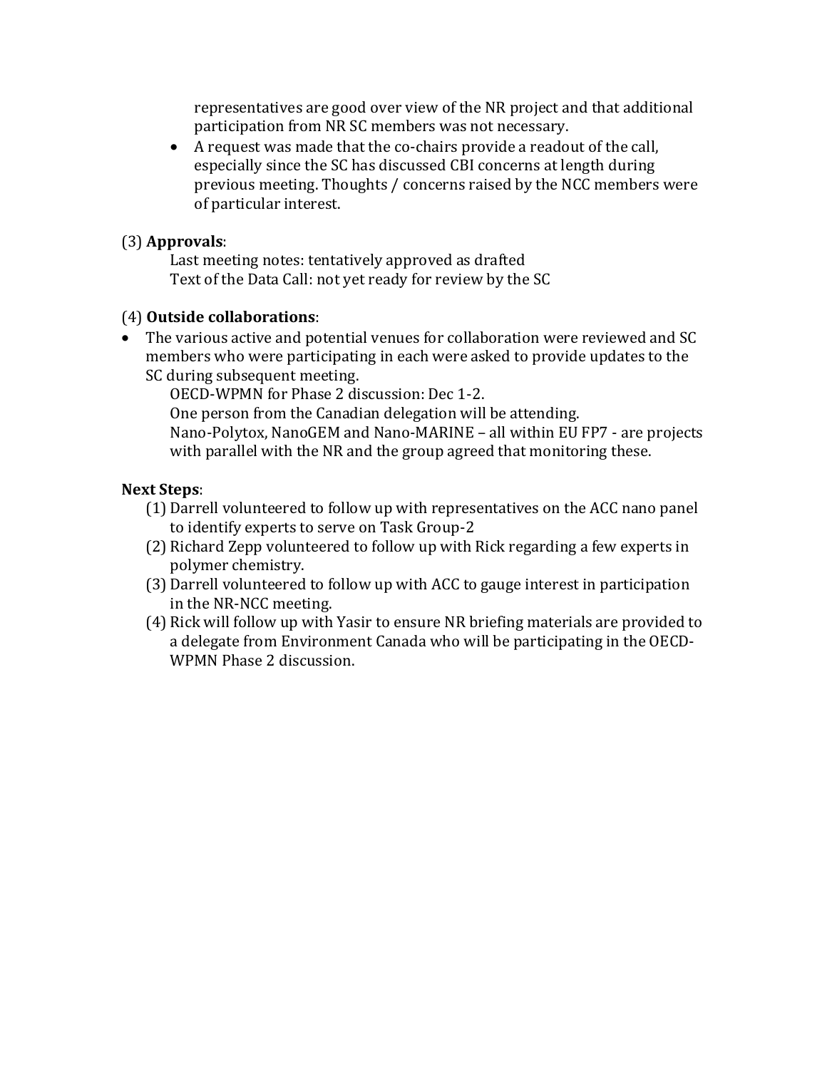representatives are good over view of the NR project and that additional participation from NR SC members was not necessary.

- A request was made that the co-chairs provide a readout of the call, especially since the SC has discussed CBI concerns at length during previous meeting. Thoughts / concerns raised by the NCC members were of particular interest.

(3) **Approvals**:

Last meeting notes: tentatively approved as drafted
Text of the Data Call: not yet ready for review by the SC

(4) **Outside collaborations**:

- The various active and potential venues for collaboration were reviewed and SC members who were participating in each were asked to provide updates to the SC during subsequent meeting.

OECD-WPMN for Phase 2 discussion: Dec 1-2.
One person from the Canadian delegation will be attending.
Nano-Polytox, NanoGEM and Nano-MARINE – all within EU FP7 - are projects with parallel with the NR and the group agreed that monitoring these.

**Next Steps**:

(1) Darrell volunteered to follow up with representatives on the ACC nano panel to identify experts to serve on Task Group-2
(2) Richard Zepp volunteered to follow up with Rick regarding a few experts in polymer chemistry.
(3) Darrell volunteered to follow up with ACC to gauge interest in participation in the NR-NCC meeting.
(4) Rick will follow up with Yasir to ensure NR briefing materials are provided to a delegate from Environment Canada who will be participating in the OECD-WPMN Phase 2 discussion.